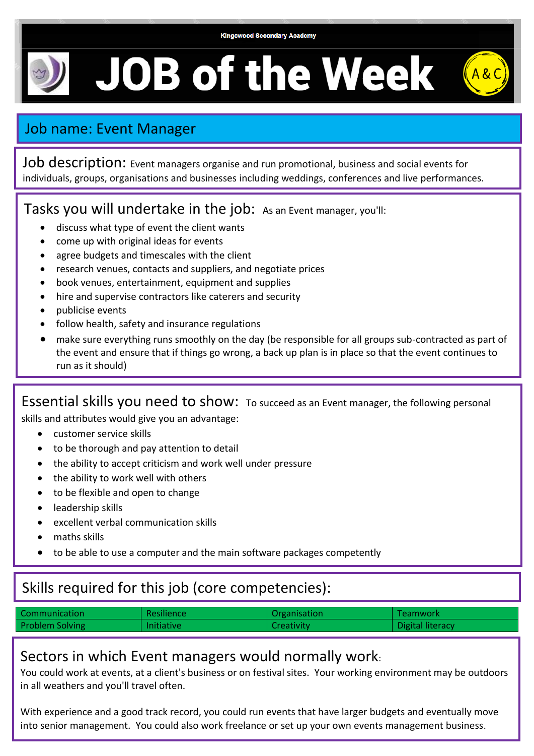Kingswood Secondary Academy

# JOB of the Week

A&C

## Job name: Event Manager

**Job description:** Event managers organise and run promotional, business and social events for individuals, groups, organisations and businesses including weddings, conferences and live performances.

**Tasks you will undertake in the job:** As an Event manager, you'll:

- discuss what type of event the client wants
- come up with original ideas for events
- agree budgets and timescales with the client
- research venues, contacts and suppliers, and negotiate prices
- book venues, entertainment, equipment and supplies
- hire and supervise contractors like caterers and security
- publicise events
- follow health, safety and insurance regulations
- make sure everything runs smoothly on the day (be responsible for all groups sub-contracted as part of the event and ensure that if things go wrong, a back up plan is in place so that the event continues to run as it should)

**Essential skills you need to show:** To succeed as an Event manager, the following personal skills and attributes would give you an advantage:

- customer service skills
- to be thorough and pay attention to detail
- the ability to accept criticism and work well under pressure
- the ability to work well with others
- to be flexible and open to change
- leadership skills
- excellent verbal communication skills
- maths skills
- to be able to use a computer and the main software packages competently

**Skills required for this job (core competencies):**

| Communication | Resilience | Organisation | Teamwork |
|---|---|---|---|
| Problem Solving | Initiative | Creativity | Digital literacy |

**Sectors in which Event managers would normally work:**

You could work at events, at a client's business or on festival sites. Your working environment may be outdoors in all weathers and you'll travel often.

With experience and a good track record, you could run events that have larger budgets and eventually move into senior management. You could also work freelance or set up your own events management business.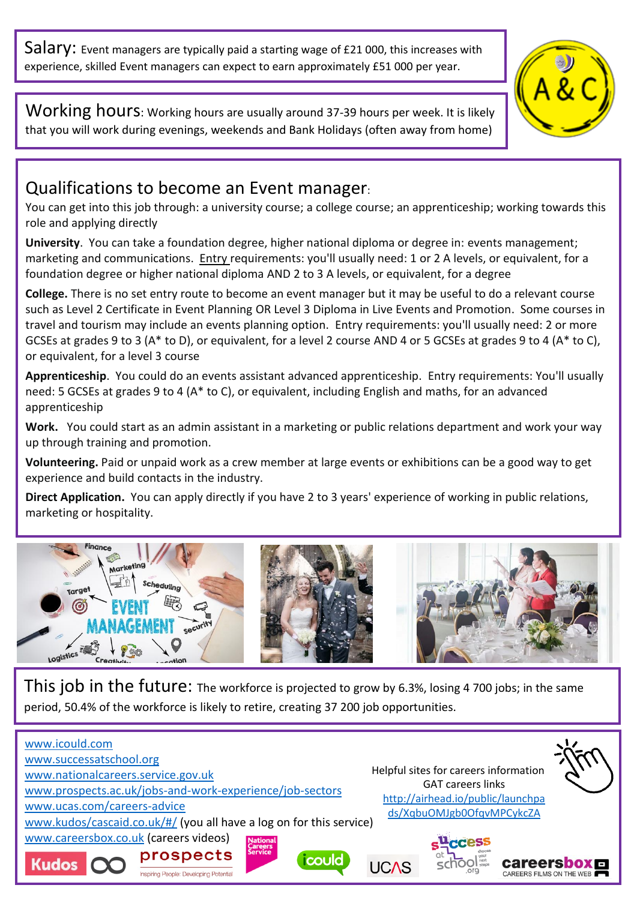**Salary:** Event managers are typically paid a starting wage of £21 000, this increases with experience, skilled Event managers can expect to earn approximately £51 000 per year.

**Working hours:** Working hours are usually around 37-39 hours per week. It is likely that you will work during evenings, weekends and Bank Holidays (often away from home)

## Qualifications to become an Event manager:

You can get into this job through: a university course; a college course; an apprenticeship; working towards this role and applying directly

**University**. You can take a foundation degree, higher national diploma or degree in: events management; marketing and communications. Entry requirements: you'll usually need: 1 or 2 A levels, or equivalent, for a foundation degree or higher national diploma AND 2 to 3 A levels, or equivalent, for a degree

**College.** There is no set entry route to become an event manager but it may be useful to do a relevant course such as Level 2 Certificate in Event Planning OR Level 3 Diploma in Live Events and Promotion. Some courses in travel and tourism may include an events planning option. Entry requirements: you'll usually need: 2 or more GCSEs at grades 9 to 3 (A* to D), or equivalent, for a level 2 course AND 4 or 5 GCSEs at grades 9 to 4 (A* to C), or equivalent, for a level 3 course

**Apprenticeship**. You could do an events assistant advanced apprenticeship. Entry requirements: You'll usually need: 5 GCSEs at grades 9 to 4 (A* to C), or equivalent, including English and maths, for an advanced apprenticeship

**Work.** You could start as an admin assistant in a marketing or public relations department and work your way up through training and promotion.

**Volunteering.** Paid or unpaid work as a crew member at large events or exhibitions can be a good way to get experience and build contacts in the industry.

**Direct Application.** You can apply directly if you have 2 to 3 years' experience of working in public relations, marketing or hospitality.

**This job in the future:** The workforce is projected to grow by 6.3%, losing 4 700 jobs; in the same period, 50.4% of the workforce is likely to retire, creating 37 200 job opportunities.

www.icould.com
www.successatschool.org
www.nationalcareers.service.gov.uk
www.prospects.ac.uk/jobs-and-work-experience/job-sectors
www.ucas.com/careers-advice
www.kudos/cascaid.co.uk/#/ (you all have a log on for this service)
www.careersbox.co.uk (careers videos)

Helpful sites for careers information
GAT careers links
http://airhead.io/public/launchpads/XqbuOMJgb0OfqvMPCykcZA